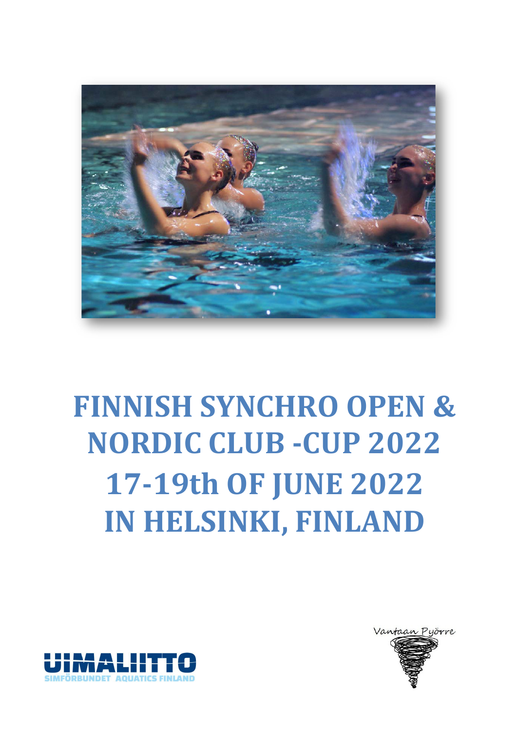# FINNISH SYNCHRO OPEN & NORDIC CLUB -CUP 2022

# 17-19th OF JUNE 2022

# IN HELSINKI, FINLAND

UIMALIITTO

SIMFÖRBUNDET AQUATICS FINLAND

Vantaan Pyörre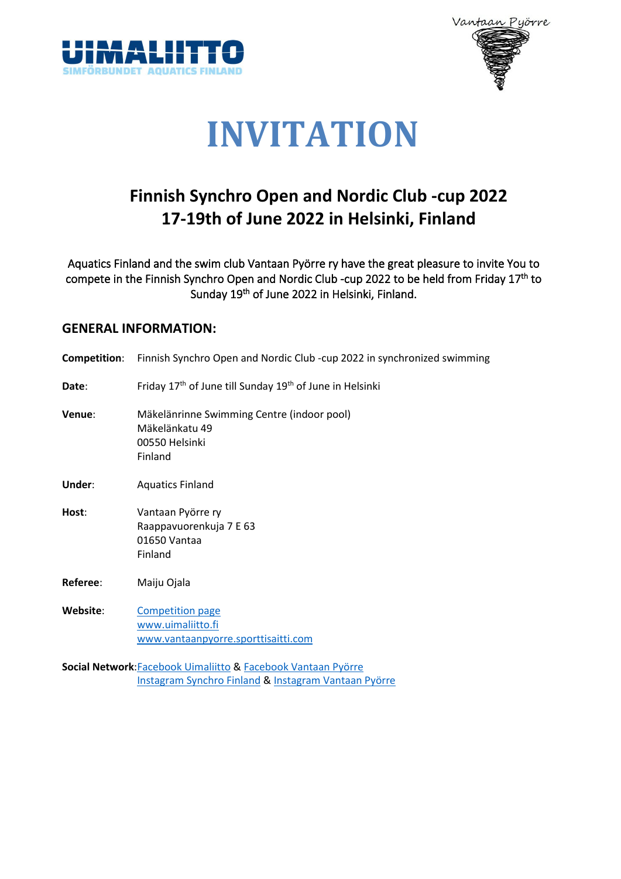# INVITATION

## Finnish Synchro Open and Nordic Club -cup 2022
## 17-19th of June 2022 in Helsinki, Finland

Aquatics Finland and the swim club Vantaan Pyörre ry have the great pleasure to invite You to compete in the Finnish Synchro Open and Nordic Club -cup 2022 to be held from Friday 17th to Sunday 19th of June 2022 in Helsinki, Finland.

### GENERAL INFORMATION:

**Competition**: Finnish Synchro Open and Nordic Club -cup 2022 in synchronized swimming

**Date**: Friday 17th of June till Sunday 19th of June in Helsinki

**Venue**: Mäkelänrinne Swimming Centre (indoor pool)
Mäkelänkatu 49
00550 Helsinki
Finland

**Under**: Aquatics Finland

**Host**: Vantaan Pyörre ry
Raappavuorenkuja 7 E 63
01650 Vantaa
Finland

**Referee**: Maiju Ojala

**Website**: Competition page
www.uimaliitto.fi
www.vantaanpyorre.sporttisaitti.com

**Social Network**: Facebook Uimaliitto & Facebook Vantaan Pyörre
Instagram Synchro Finland & Instagram Vantaan Pyörre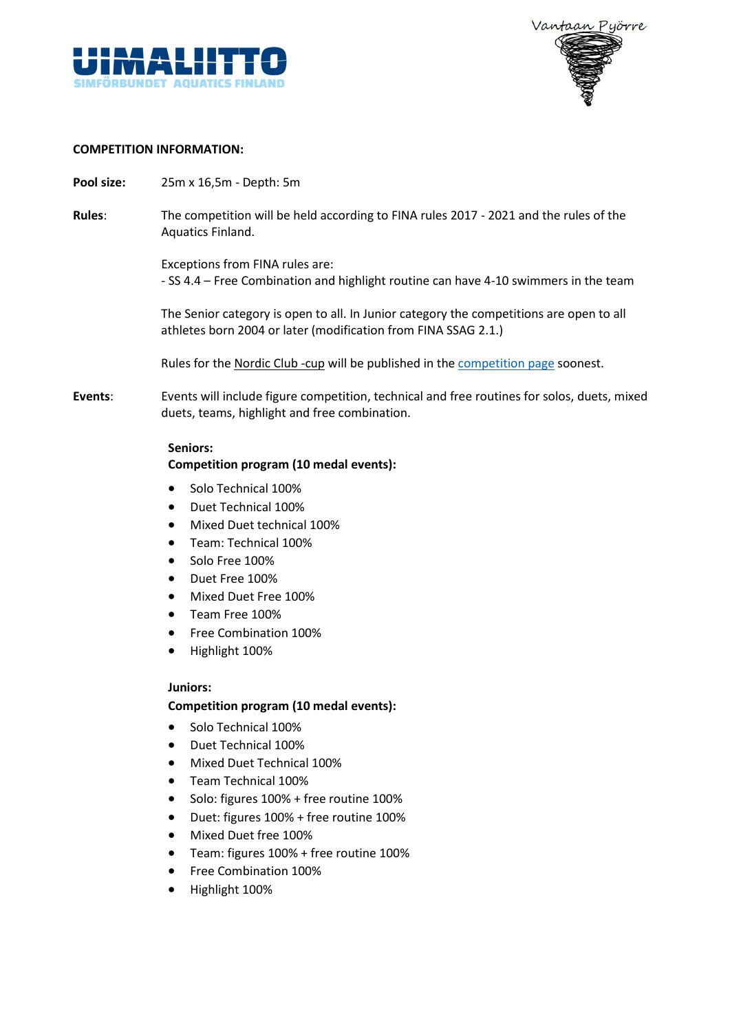**COMPETITION INFORMATION:**

**Pool size:** 25m x 16,5m - Depth: 5m

**Rules:** The competition will be held according to FINA rules 2017 - 2021 and the rules of the Aquatics Finland.

Exceptions from FINA rules are:
- SS 4.4 – Free Combination and highlight routine can have 4-10 swimmers in the team

The Senior category is open to all. In Junior category the competitions are open to all athletes born 2004 or later (modification from FINA SSAG 2.1.)

Rules for the Nordic Club -cup will be published in the competition page soonest.

**Events:** Events will include figure competition, technical and free routines for solos, duets, mixed duets, teams, highlight and free combination.

**Seniors:**
**Competition program (10 medal events):**

- Solo Technical 100%
- Duet Technical 100%
- Mixed Duet technical 100%
- Team: Technical 100%
- Solo Free 100%
- Duet Free 100%
- Mixed Duet Free 100%
- Team Free 100%
- Free Combination 100%
- Highlight 100%

**Juniors:**
**Competition program (10 medal events):**

- Solo Technical 100%
- Duet Technical 100%
- Mixed Duet Technical 100%
- Team Technical 100%
- Solo: figures 100% + free routine 100%
- Duet: figures 100% + free routine 100%
- Mixed Duet free 100%
- Team: figures 100% + free routine 100%
- Free Combination 100%
- Highlight 100%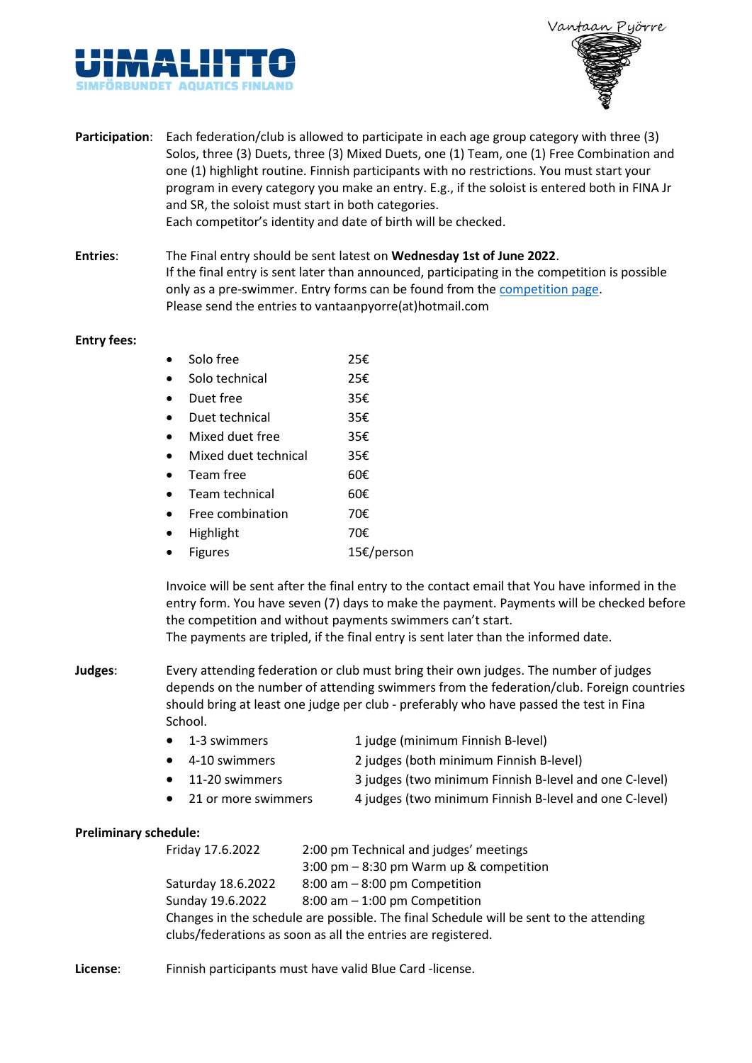**Participation**: Each federation/club is allowed to participate in each age group category with three (3) Solos, three (3) Duets, three (3) Mixed Duets, one (1) Team, one (1) Free Combination and one (1) highlight routine. Finnish participants with no restrictions. You must start your program in every category you make an entry. E.g., if the soloist is entered both in FINA Jr and SR, the soloist must start in both categories.
Each competitor's identity and date of birth will be checked.

**Entries**: The Final entry should be sent latest on **Wednesday 1st of June 2022**.
If the final entry is sent later than announced, participating in the competition is possible only as a pre-swimmer. Entry forms can be found from the competition page.
Please send the entries to vantaanpyorre(at)hotmail.com

**Entry fees:**

- Solo free 25€
- Solo technical 25€
- Duet free 35€
- Duet Technical 35€
- Mixed duet free 35€
- Mixed duet technical 35€
- Team free 60€
- Team technical 60€
- Free combination 70€
- Highlight 70€
- Figures 15€/person

Invoice will be sent after the final entry to the contact email that You have informed in the entry form. You have seven (7) days to make the payment. Payments will be checked before the competition and without payments swimmers can't start.
The payments are tripled, if the final entry is sent later than the informed date.

**Judges**: Every attending federation or club must bring their own judges. The number of judges depends on the number of attending swimmers from the federation/club. Foreign countries should bring at least one judge per club - preferably who have passed the test in Fina School.

- 1-3 swimmers 1 judge (minimum Finnish B-level)
- 4-10 swimmers 2 judges (both minimum Finnish B-level)
- 11-20 swimmers 3 judges (two minimum Finnish B-level and one C-level)
- 21 or more swimmers 4 judges (two minimum Finnish B-level and one C-level)

**Preliminary schedule:**

| | |
|---|---|
| Friday 17.6.2022 | 2:00 pm Technical and judges' meetings |
| | 3:00 pm – 8:30 pm Warm up & competition |
| Saturday 18.6.2022 | 8:00 am – 8:00 pm Competition |
| Sunday 19.6.2022 | 8:00 am – 1:00 pm Competition |

Changes in the schedule are possible. The final Schedule will be sent to the attending clubs/federations as soon as all the entries are registered.

**License**: Finnish participants must have valid Blue Card -license.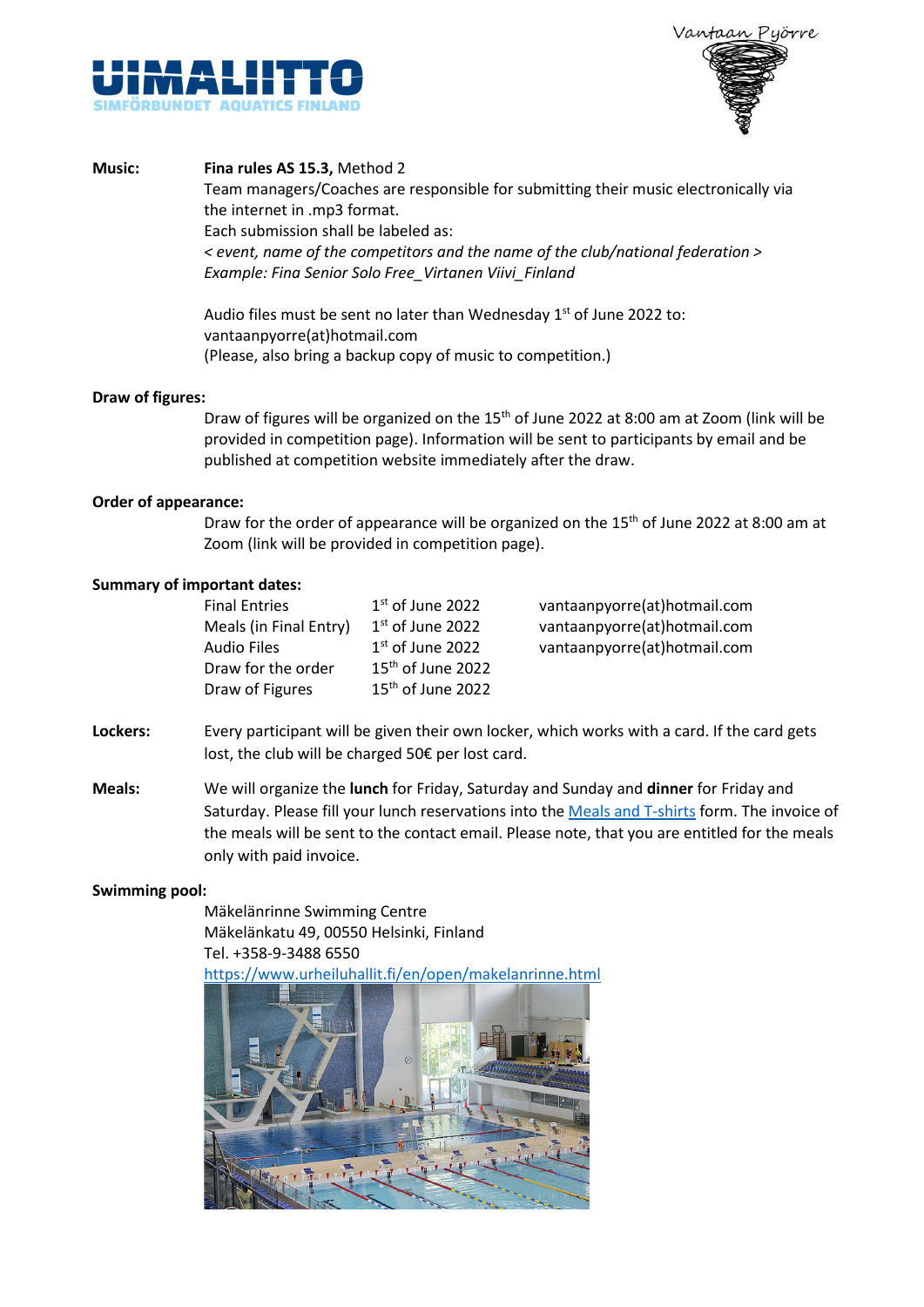**Music:** **Fina rules AS 15.3,** Method 2

Team managers/Coaches are responsible for submitting their music electronically via the internet in .mp3 format.

Each submission shall be labeled as:

*< event, name of the competitors and the name of the club/national federation >*

*Example: Fina Senior Solo Free_Virtanen Viivi_Finland*

Audio files must be sent no later than Wednesday 1st of June 2022 to: vantaanpyorre(at)hotmail.com

(Please, also bring a backup copy of music to competition.)

**Draw of figures:**

Draw of figures will be organized on the 15th of June 2022 at 8:00 am at Zoom (link will be provided in competition page). Information will be sent to participants by email and be published at competition website immediately after the draw.

**Order of appearance:**

Draw for the order of appearance will be organized on the 15th of June 2022 at 8:00 am at Zoom (link will be provided in competition page).

**Summary of important dates:**

| | | |
|---|---|---|
| Final Entries | 1st of June 2022 | vantaanpyorre(at)hotmail.com |
| Meals (in Final Entry) | 1st of June 2022 | vantaanpyorre(at)hotmail.com |
| Audio Files | 1st of June 2022 | vantaanpyorre(at)hotmail.com |
| Draw for the order | 15th of June 2022 | |
| Draw of Figures | 15th of June 2022 | |

**Lockers:** Every participant will be given their own locker, which works with a card. If the card gets lost, the club will be charged 50€ per lost card.

**Meals:** We will organize the **lunch** for Friday, Saturday and Sunday and **dinner** for Friday and Saturday. Please fill your lunch reservations into the Meals and T-shirts form. The invoice of the meals will be sent to the contact email. Please note, that you are entitled for the meals only with paid invoice.

**Swimming pool:**

Mäkelänrinne Swimming Centre
Mäkelänkatu 49, 00550 Helsinki, Finland
Tel. +358-9-3488 6550
https://www.urheiluhallit.fi/en/open/makelanrinne.html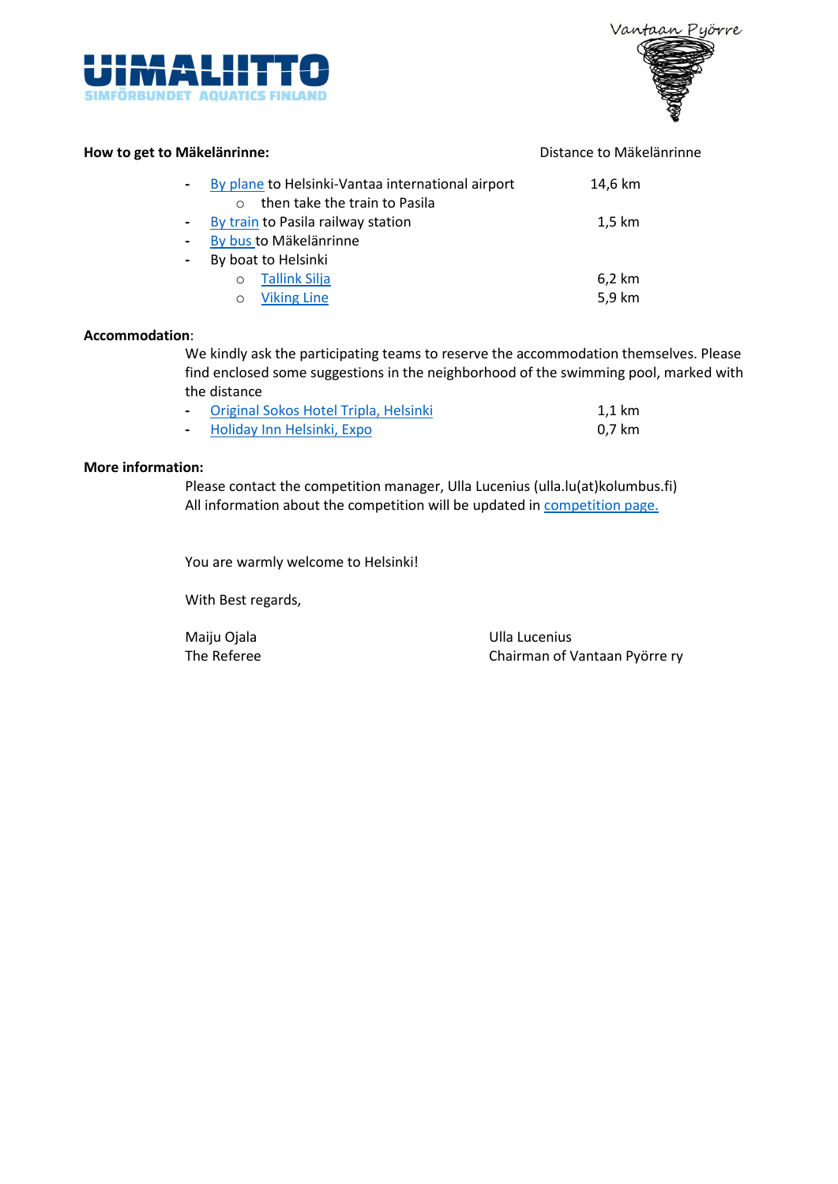**How to get to Mäkelänrinne:**

| | Distance to Mäkelänrinne |
|---|---|
| - By plane to Helsinki-Vantaa international airport | 14,6 km |
| &nbsp;&nbsp;&nbsp;&nbsp;○ then take the train to Pasila | |
| - By train to Pasila railway station | 1,5 km |
| - By bus to Mäkelänrinne | |
| - By boat to Helsinki | |
| &nbsp;&nbsp;&nbsp;&nbsp;○ Tallink Silja | 6,2 km |
| &nbsp;&nbsp;&nbsp;&nbsp;○ Viking Line | 5,9 km |

**Accommodation**:

We kindly ask the participating teams to reserve the accommodation themselves. Please find enclosed some suggestions in the neighborhood of the swimming pool, marked with the distance

| | |
|---|---|
| - Original Sokos Hotel Tripla, Helsinki | 1,1 km |
| - Holiday Inn Helsinki, Expo | 0,7 km |

**More information:**

Please contact the competition manager, Ulla Lucenius (ulla.lu(at)kolumbus.fi)
All information about the competition will be updated in competition page.

You are warmly welcome to Helsinki!

With Best regards,

Maiju Ojala
The Referee

Ulla Lucenius
Chairman of Vantaan Pyörre ry